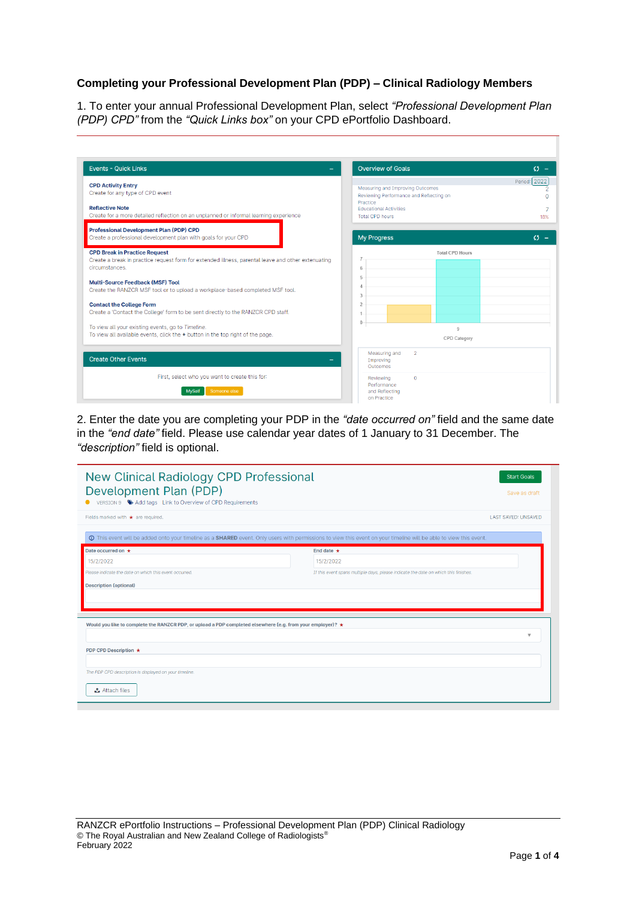**Completing your Professional Development Plan (PDP) – Clinical Radiology Members**

1. To enter your annual Professional Development Plan, select *"Professional Development Plan (PDP) CPD"* from the *"Quick Links box"* on your CPD ePortfolio Dashboard.

2. Enter the date you are completing your PDP in the *"date occurred on"* field and the same date in the *"end date"* field. Please use calendar year dates of 1 January to 31 December. The *"description"* field is optional.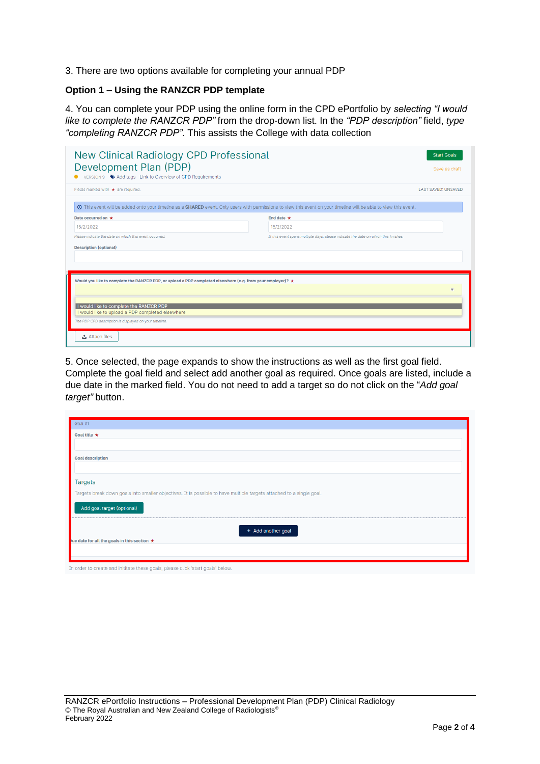3. There are two options available for completing your annual PDP

**Option 1 – Using the RANZCR PDP template**

4. You can complete your PDP using the online form in the CPD ePortfolio by *selecting "I would like to complete the RANZCR PDP"* from the drop-down list. In the *"PDP description"* field, *type "completing RANZCR PDP"*. This assists the College with data collection

5. Once selected, the page expands to show the instructions as well as the first goal field. Complete the goal field and select add another goal as required. Once goals are listed, include a due date in the marked field. You do not need to add a target so do not click on the "*Add goal target"* button.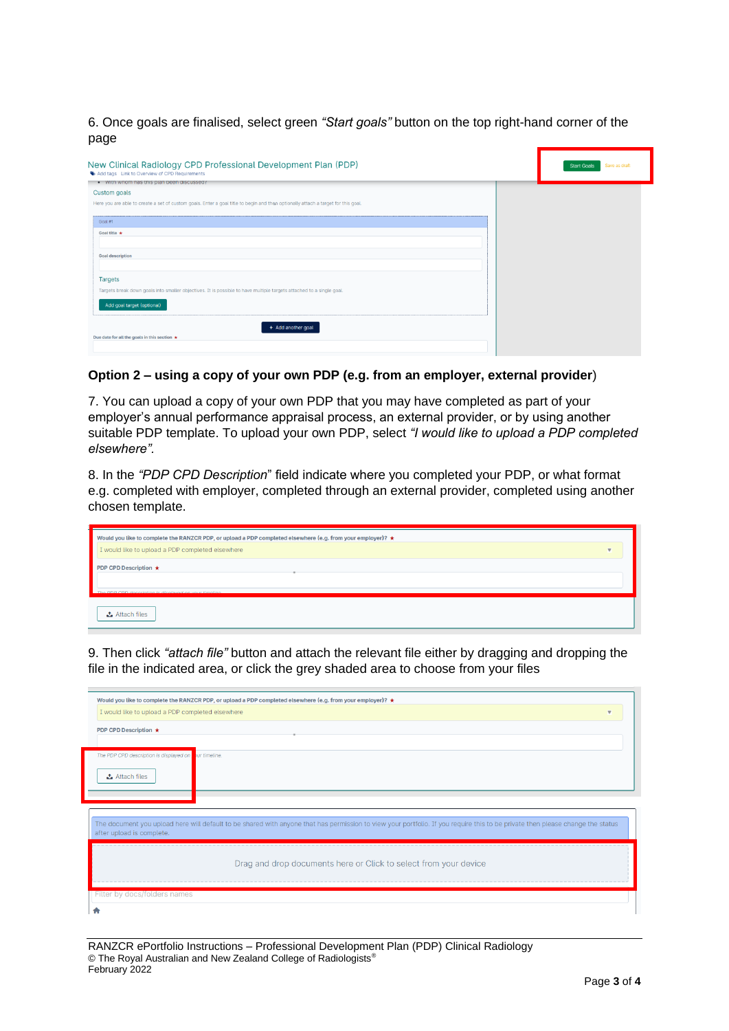6. Once goals are finalised, select green *"Start goals"* button on the top right-hand corner of the page

**Option 2 – using a copy of your own PDP (e.g. from an employer, external provider**)

7. You can upload a copy of your own PDP that you may have completed as part of your employer's annual performance appraisal process, an external provider, or by using another suitable PDP template. To upload your own PDP, select *"I would like to upload a PDP completed elsewhere".*

8. In the *"PDP CPD Description*" field indicate where you completed your PDP, or what format e.g. completed with employer, completed through an external provider, completed using another chosen template.

9. Then click *"attach file"* button and attach the relevant file either by dragging and dropping the file in the indicated area, or click the grey shaded area to choose from your files

RANZCR ePortfolio Instructions – Professional Development Plan (PDP) Clinical Radiology
© The Royal Australian and New Zealand College of Radiologists®
February 2022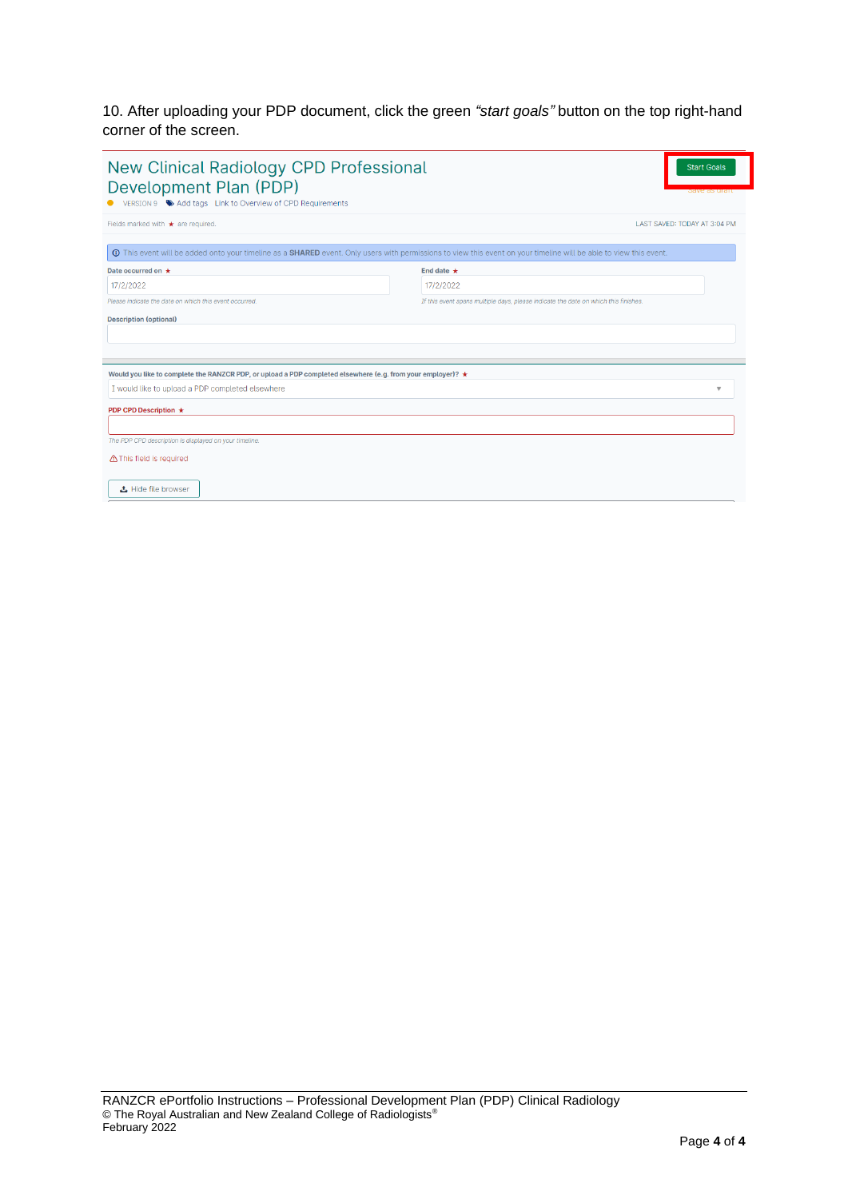10. After uploading your PDP document, click the green *"start goals"* button on the top right-hand corner of the screen.

New Clinical Radiology CPD Professional Development Plan (PDP)

VERSION 9 Add tags Link to Overview of CPD Requirements

Start Goals

Save as draft

Fields marked with ★ are required.

LAST SAVED: TODAY AT 3:04 PM

This event will be added onto your timeline as a **SHARED** event. Only users with permissions to view this event on your timeline will be able to view this event.

**Date occurred on** ★

17/2/2022

*Please indicate the date on which this event occurred.*

**End date** ★

17/2/2022

*If this event spans multiple days, please indicate the date on which this finishes.*

**Description (optional)**

**Would you like to complete the RANZCR PDP, or upload a PDP completed elsewhere (e.g. from your employer)?** ★

I would like to upload a PDP completed elsewhere

**PDP CPD Description** ★

*The PDP CPD description is displayed on your timeline.*

This field is required

Hide file browser